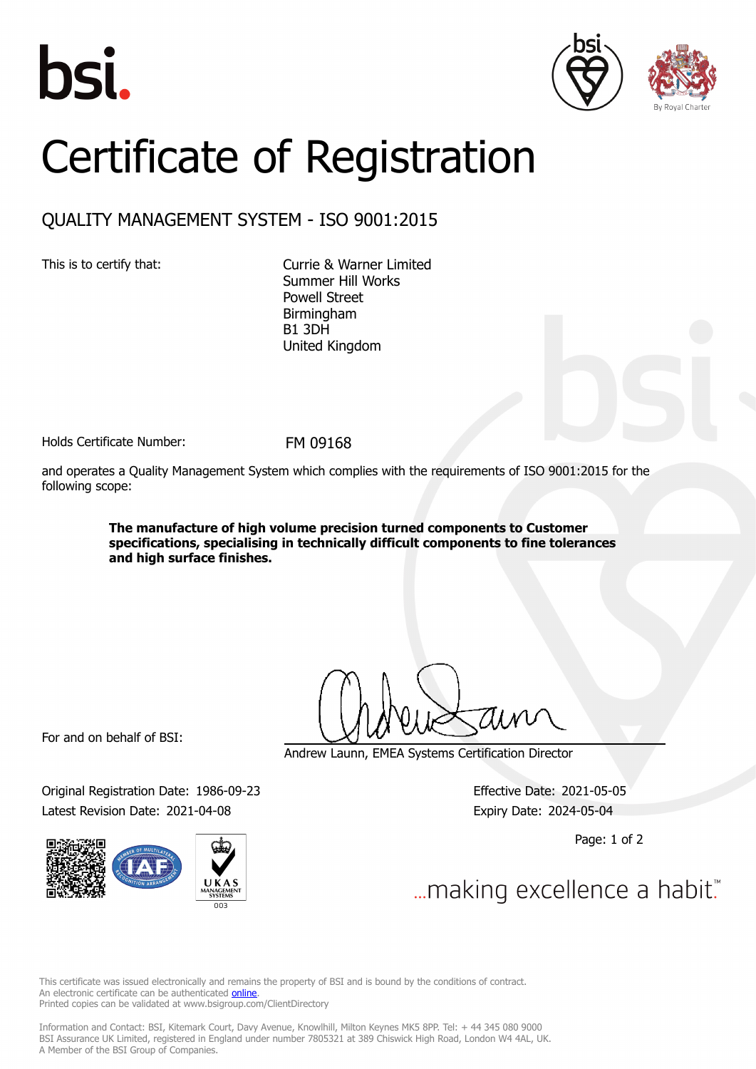bsi.

By Royal Charter

# Certificate of Registration

## QUALITY MANAGEMENT SYSTEM - ISO 9001:2015

This is to certify that:

Currie & Warner Limited
Summer Hill Works
Powell Street
Birmingham
B1 3DH
United Kingdom

Holds Certificate Number: FM 09168

and operates a Quality Management System which complies with the requirements of ISO 9001:2015 for the following scope:

**The manufacture of high volume precision turned components to Customer specifications, specialising in technically difficult components to fine tolerances and high surface finishes.**

For and on behalf of BSI:

Andrew Launn, EMEA Systems Certification Director

Original Registration Date: 1986-09-23
Latest Revision Date: 2021-04-08

Effective Date: 2021-05-05
Expiry Date: 2024-05-04

UKAS MANAGEMENT SYSTEMS 003

...making excellence a habit.™

This certificate was issued electronically and remains the property of BSI and is bound by the conditions of contract.
An electronic certificate can be authenticated online.
Printed copies can be validated at www.bsigroup.com/ClientDirectory

Information and Contact: BSI, Kitemark Court, Davy Avenue, Knowlhill, Milton Keynes MK5 8PP. Tel: + 44 345 080 9000
BSI Assurance UK Limited, registered in England under number 7805321 at 389 Chiswick High Road, London W4 4AL, UK.
A Member of the BSI Group of Companies.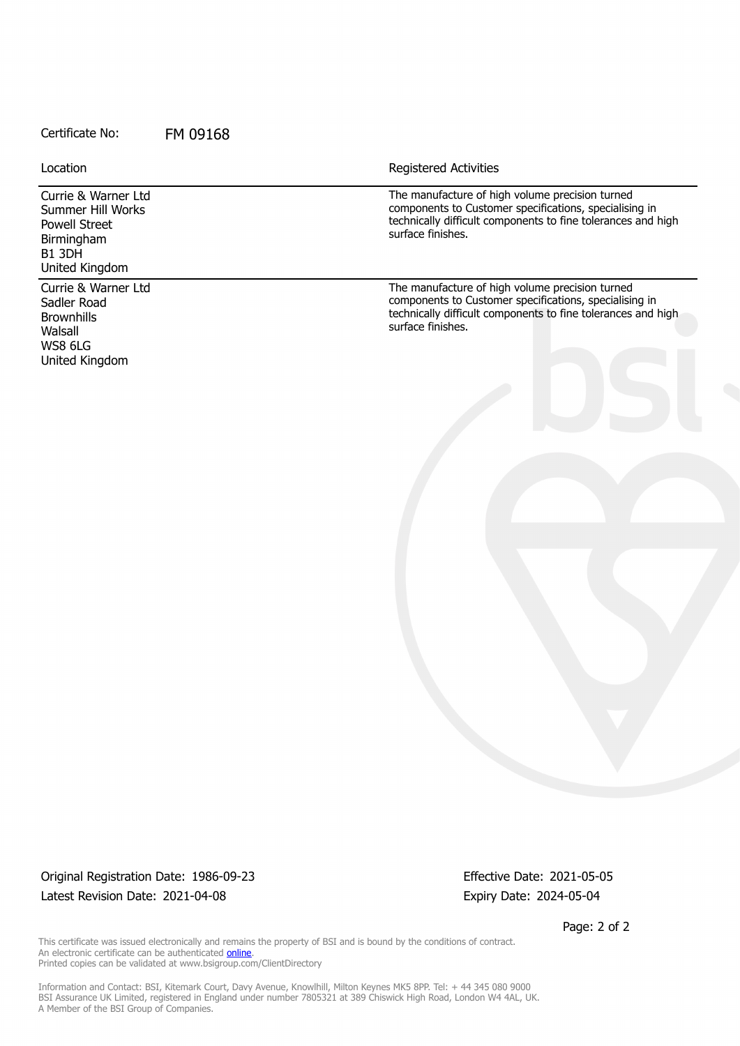Certificate No: FM 09168

| Location | Registered Activities |
| --- | --- |
| Currie & Warner Ltd<br>Summer Hill Works<br>Powell Street<br>Birmingham<br>B1 3DH<br>United Kingdom | The manufacture of high volume precision turned components to Customer specifications, specialising in technically difficult components to fine tolerances and high surface finishes. |
| Currie & Warner Ltd<br>Sadler Road<br>Brownhills<br>Walsall<br>WS8 6LG<br>United Kingdom | The manufacture of high volume precision turned components to Customer specifications, specialising in technically difficult components to fine tolerances and high surface finishes. |

Original Registration Date: 1986-09-23

Latest Revision Date: 2021-04-08

Effective Date: 2021-05-05

Expiry Date: 2024-05-04

This certificate was issued electronically and remains the property of BSI and is bound by the conditions of contract.
An electronic certificate can be authenticated online.
Printed copies can be validated at www.bsigroup.com/ClientDirectory

Information and Contact: BSI, Kitemark Court, Davy Avenue, Knowlhill, Milton Keynes MK5 8PP. Tel: + 44 345 080 9000
BSI Assurance UK Limited, registered in England under number 7805321 at 389 Chiswick High Road, London W4 4AL, UK.
A Member of the BSI Group of Companies.